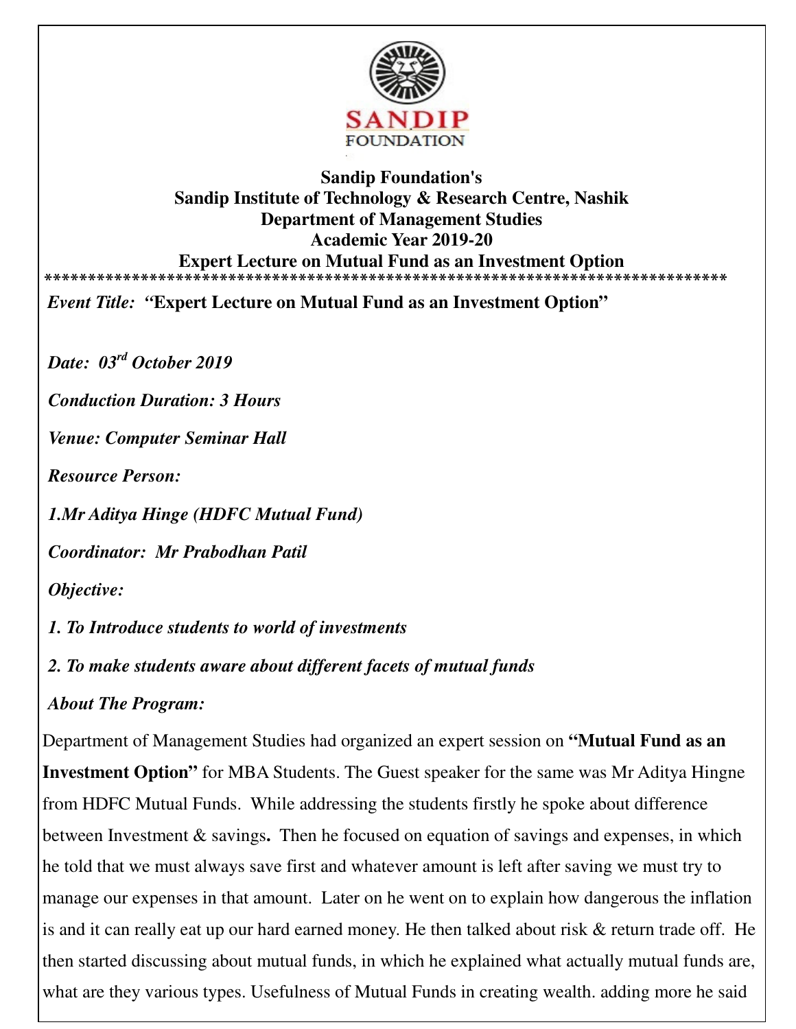**Sandip Foundation's**
**Sandip Institute of Technology & Research Centre, Nashik**
**Department of Management Studies**
**Academic Year 2019-20**
**Expert Lecture on Mutual Fund as an Investment Option**

*******************************************************************************

***Event Title:* "Expert Lecture on Mutual Fund as an Investment Option"**

***Date: 03rd October 2019***

***Conduction Duration: 3 Hours***

***Venue: Computer Seminar Hall***

***Resource Person:***

***1.Mr Aditya Hinge (HDFC Mutual Fund)***

***Coordinator: Mr Prabodhan Patil***

***Objective:***

***1. To Introduce students to world of investments***

***2. To make students aware about different facets of mutual funds***

***About The Program:***

Department of Management Studies had organized an expert session on **"Mutual Fund as an Investment Option"** for MBA Students. The Guest speaker for the same was Mr Aditya Hingne from HDFC Mutual Funds. While addressing the students firstly he spoke about difference between Investment & savings**.** Then he focused on equation of savings and expenses, in which he told that we must always save first and whatever amount is left after saving we must try to manage our expenses in that amount. Later on he went on to explain how dangerous the inflation is and it can really eat up our hard earned money. He then talked about risk & return trade off. He then started discussing about mutual funds, in which he explained what actually mutual funds are, what are they various types. Usefulness of Mutual Funds in creating wealth. adding more he said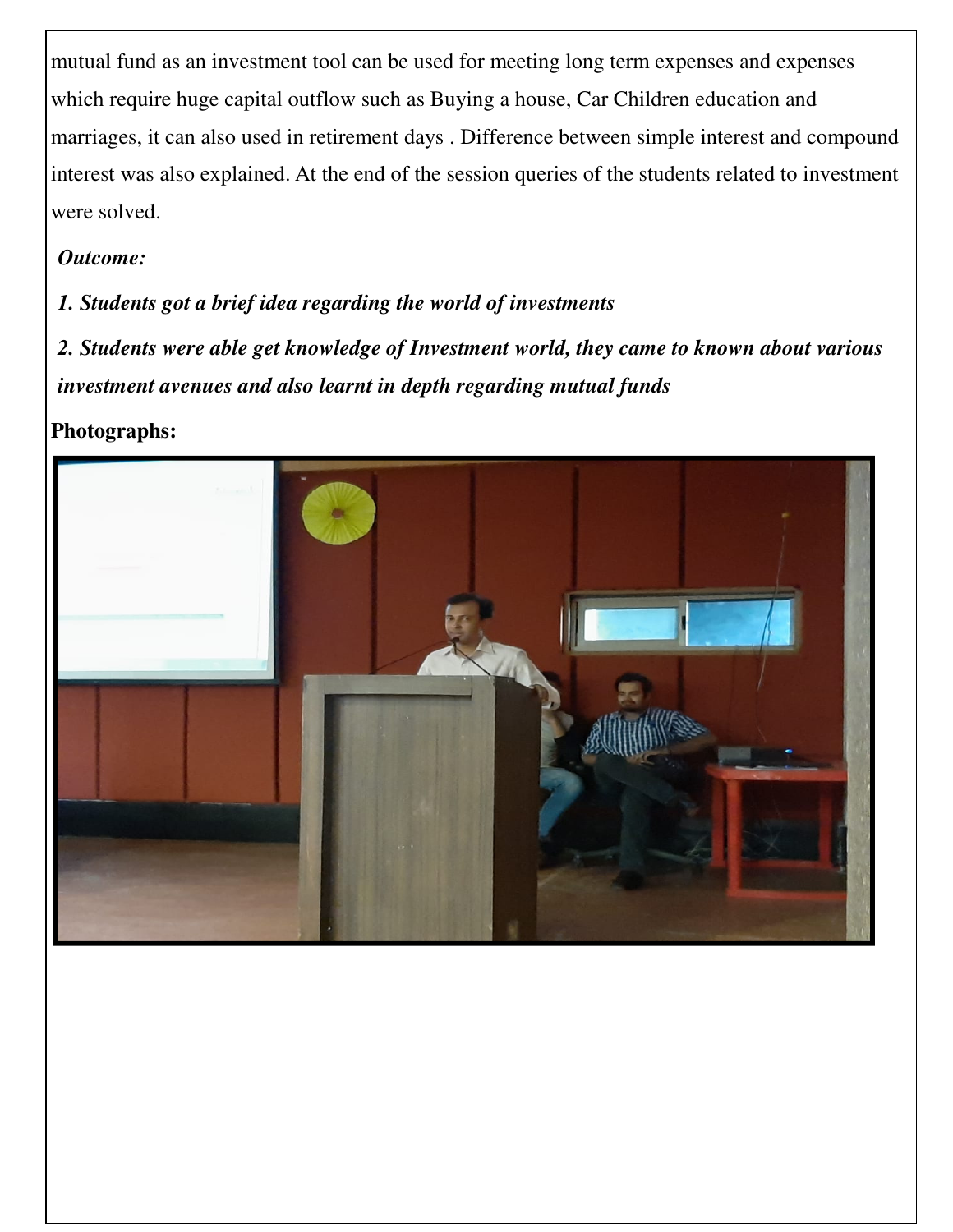mutual fund as an investment tool can be used for meeting long term expenses and expenses which require huge capital outflow such as Buying a house, Car Children education and marriages, it can also used in retirement days . Difference between simple interest and compound interest was also explained. At the end of the session queries of the students related to investment were solved.

***Outcome:***

***1. Students got a brief idea regarding the world of investments***

***2. Students were able get knowledge of Investment world, they came to known about various investment avenues and also learnt in depth regarding mutual funds***

**Photographs:**